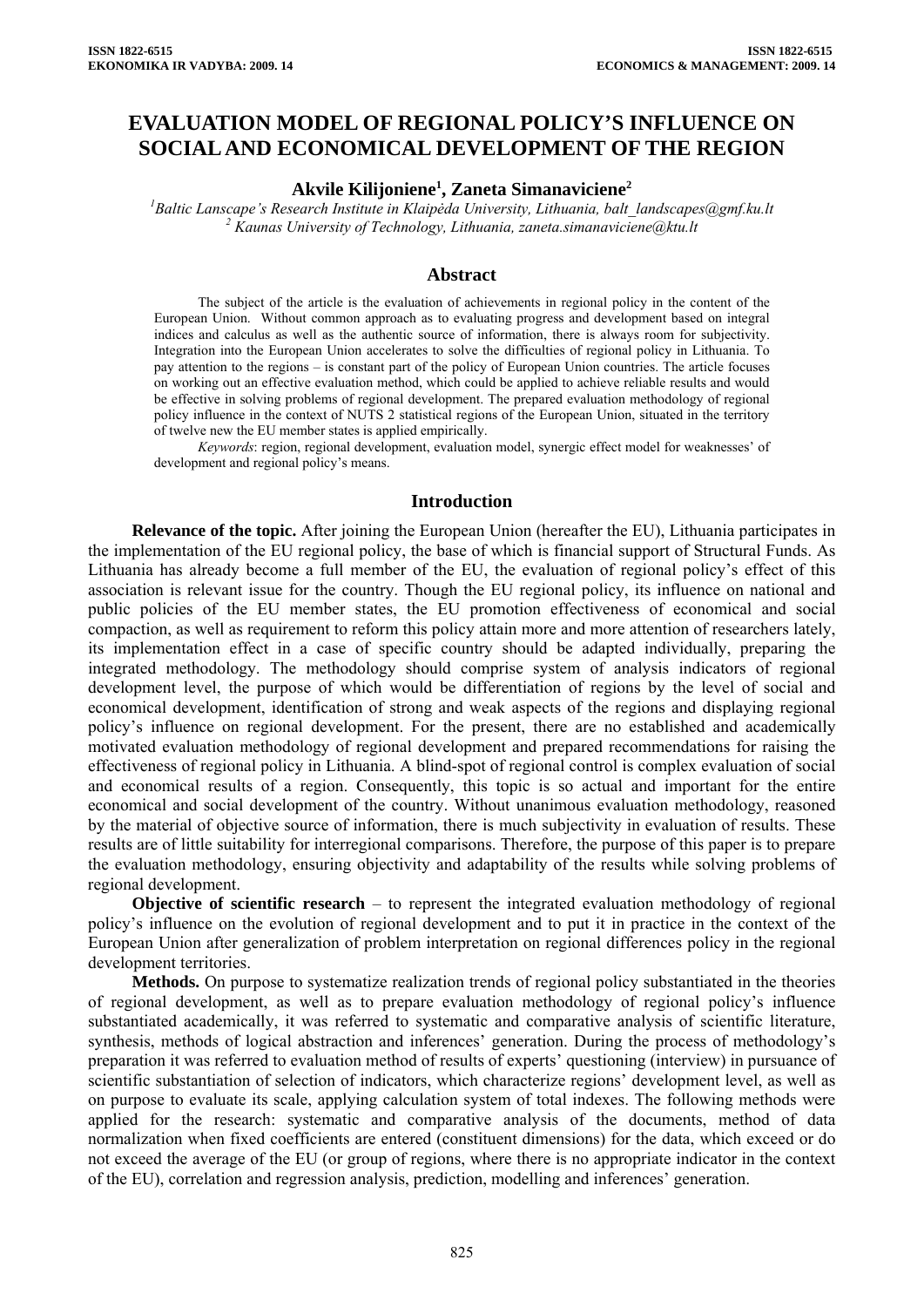# EVALUATION MODEL OF REGIONAL POLICY'S INFLUENCE ON SOCIAL AND ECONOMICAL DEVELOPMENT OF THE REGION

**Akvile Kilijoniene[1], Zaneta Simanaviciene[2]**

*[1]Baltic Lanscape's Research Institute in Klaipėda University, Lithuania, balt_landscapes@gmf.ku.lt*
*[2] Kaunas University of Technology, Lithuania, zaneta.simanaviciene@ktu.lt*

## Abstract

The subject of the article is the evaluation of achievements in regional policy in the content of the European Union. Without common approach as to evaluating progress and development based on integral indices and calculus as well as the authentic source of information, there is always room for subjectivity. Integration into the European Union accelerates to solve the difficulties of regional policy in Lithuania. To pay attention to the regions – is constant part of the policy of European Union countries. The article focuses on working out an effective evaluation method, which could be applied to achieve reliable results and would be effective in solving problems of regional development. The prepared evaluation methodology of regional policy influence in the context of NUTS 2 statistical regions of the European Union, situated in the territory of twelve new the EU member states is applied empirically.

*Keywords*: region, regional development, evaluation model, synergic effect model for weaknesses' of development and regional policy's means.

## Introduction

**Relevance of the topic.** After joining the European Union (hereafter the EU), Lithuania participates in the implementation of the EU regional policy, the base of which is financial support of Structural Funds. As Lithuania has already become a full member of the EU, the evaluation of regional policy's effect of this association is relevant issue for the country. Though the EU regional policy, its influence on national and public policies of the EU member states, the EU promotion effectiveness of economical and social compaction, as well as requirement to reform this policy attain more and more attention of researchers lately, its implementation effect in a case of specific country should be adapted individually, preparing the integrated methodology. The methodology should comprise system of analysis indicators of regional development level, the purpose of which would be differentiation of regions by the level of social and economical development, identification of strong and weak aspects of the regions and displaying regional policy's influence on regional development. For the present, there are no established and academically motivated evaluation methodology of regional development and prepared recommendations for raising the effectiveness of regional policy in Lithuania. A blind-spot of regional control is complex evaluation of social and economical results of a region. Consequently, this topic is so actual and important for the entire economical and social development of the country. Without unanimous evaluation methodology, reasoned by the material of objective source of information, there is much subjectivity in evaluation of results. These results are of little suitability for interregional comparisons. Therefore, the purpose of this paper is to prepare the evaluation methodology, ensuring objectivity and adaptability of the results while solving problems of regional development.

**Objective of scientific research** – to represent the integrated evaluation methodology of regional policy's influence on the evolution of regional development and to put it in practice in the context of the European Union after generalization of problem interpretation on regional differences policy in the regional development territories.

**Methods.** On purpose to systematize realization trends of regional policy substantiated in the theories of regional development, as well as to prepare evaluation methodology of regional policy's influence substantiated academically, it was referred to systematic and comparative analysis of scientific literature, synthesis, methods of logical abstraction and inferences' generation. During the process of methodology's preparation it was referred to evaluation method of results of experts' questioning (interview) in pursuance of scientific substantiation of selection of indicators, which characterize regions' development level, as well as on purpose to evaluate its scale, applying calculation system of total indexes. The following methods were applied for the research: systematic and comparative analysis of the documents, method of data normalization when fixed coefficients are entered (constituent dimensions) for the data, which exceed or do not exceed the average of the EU (or group of regions, where there is no appropriate indicator in the context of the EU), correlation and regression analysis, prediction, modelling and inferences' generation.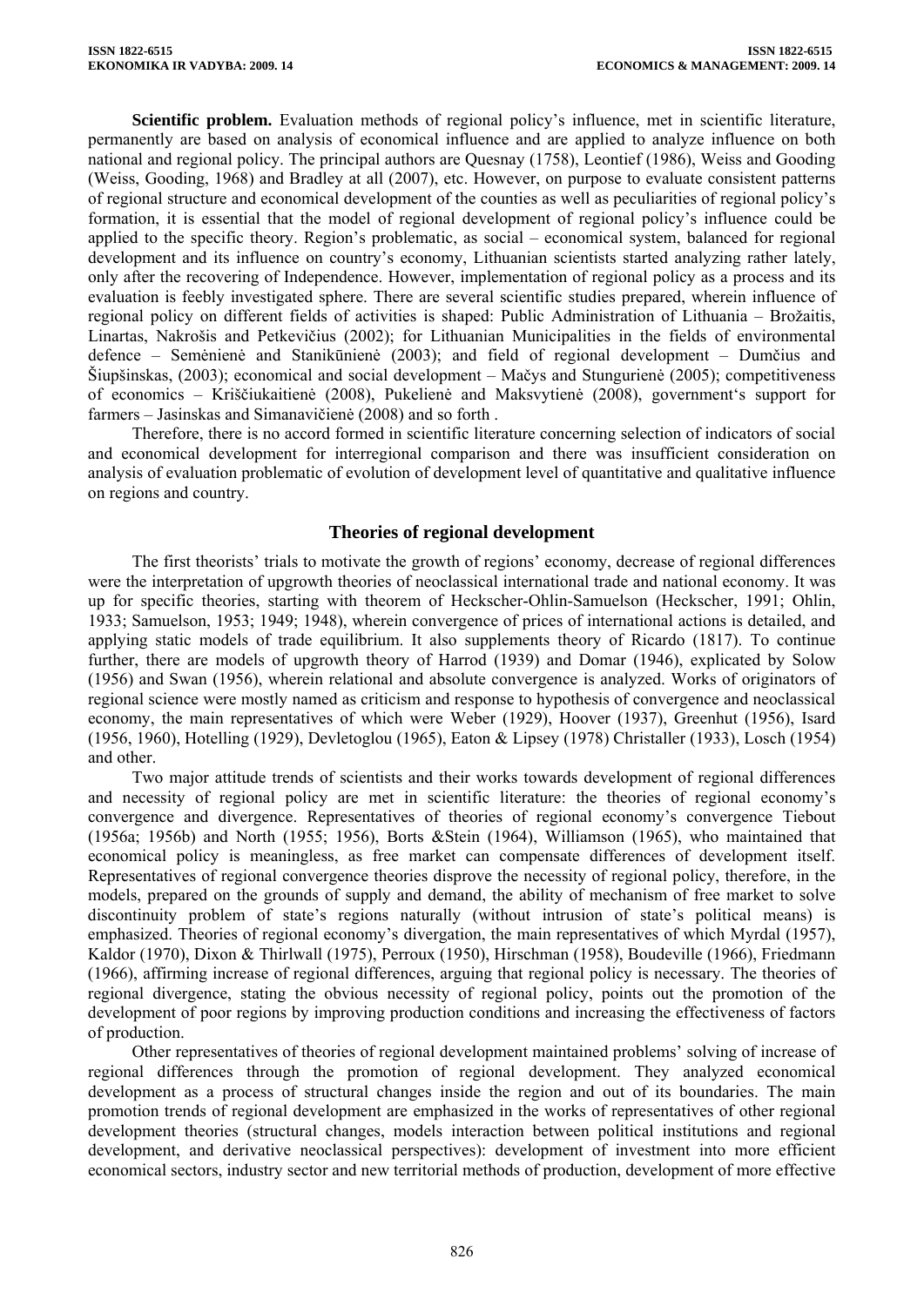**Scientific problem.** Evaluation methods of regional policy's influence, met in scientific literature, permanently are based on analysis of economical influence and are applied to analyze influence on both national and regional policy. The principal authors are Quesnay (1758), Leontief (1986), Weiss and Gooding (Weiss, Gooding, 1968) and Bradley at all (2007), etc. However, on purpose to evaluate consistent patterns of regional structure and economical development of the counties as well as peculiarities of regional policy's formation, it is essential that the model of regional development of regional policy's influence could be applied to the specific theory. Region's problematic, as social – economical system, balanced for regional development and its influence on country's economy, Lithuanian scientists started analyzing rather lately, only after the recovering of Independence. However, implementation of regional policy as a process and its evaluation is feebly investigated sphere. There are several scientific studies prepared, wherein influence of regional policy on different fields of activities is shaped: Public Administration of Lithuania – Brožaitis, Linartas, Nakrošis and Petkevičius (2002); for Lithuanian Municipalities in the fields of environmental defence – Semėnienė and Stanikūnienė (2003); and field of regional development – Dumčius and Šiupšinskas, (2003); economical and social development – Mačys and Stungurienė (2005); competitiveness of economics – Kriščiukaitienė (2008), Pukelienė and Maksvytienė (2008), government's support for farmers – Jasinskas and Simanavičienė (2008) and so forth .

Therefore, there is no accord formed in scientific literature concerning selection of indicators of social and economical development for interregional comparison and there was insufficient consideration on analysis of evaluation problematic of evolution of development level of quantitative and qualitative influence on regions and country.

## Theories of regional development

The first theorists' trials to motivate the growth of regions' economy, decrease of regional differences were the interpretation of upgrowth theories of neoclassical international trade and national economy. It was up for specific theories, starting with theorem of Heckscher-Ohlin-Samuelson (Heckscher, 1991; Ohlin, 1933; Samuelson, 1953; 1949; 1948), wherein convergence of prices of international actions is detailed, and applying static models of trade equilibrium. It also supplements theory of Ricardo (1817). To continue further, there are models of upgrowth theory of Harrod (1939) and Domar (1946), explicated by Solow (1956) and Swan (1956), wherein relational and absolute convergence is analyzed. Works of originators of regional science were mostly named as criticism and response to hypothesis of convergence and neoclassical economy, the main representatives of which were Weber (1929), Hoover (1937), Greenhut (1956), Isard (1956, 1960), Hotelling (1929), Devletoglou (1965), Eaton & Lipsey (1978) Christaller (1933), Losch (1954) and other.

Two major attitude trends of scientists and their works towards development of regional differences and necessity of regional policy are met in scientific literature: the theories of regional economy's convergence and divergence. Representatives of theories of regional economy's convergence Tiebout (1956a; 1956b) and North (1955; 1956), Borts &Stein (1964), Williamson (1965), who maintained that economical policy is meaningless, as free market can compensate differences of development itself. Representatives of regional convergence theories disprove the necessity of regional policy, therefore, in the models, prepared on the grounds of supply and demand, the ability of mechanism of free market to solve discontinuity problem of state's regions naturally (without intrusion of state's political means) is emphasized. Theories of regional economy's divergation, the main representatives of which Myrdal (1957), Kaldor (1970), Dixon & Thirlwall (1975), Perroux (1950), Hirschman (1958), Boudeville (1966), Friedmann (1966), affirming increase of regional differences, arguing that regional policy is necessary. The theories of regional divergence, stating the obvious necessity of regional policy, points out the promotion of the development of poor regions by improving production conditions and increasing the effectiveness of factors of production.

Other representatives of theories of regional development maintained problems' solving of increase of regional differences through the promotion of regional development. They analyzed economical development as a process of structural changes inside the region and out of its boundaries. The main promotion trends of regional development are emphasized in the works of representatives of other regional development theories (structural changes, models interaction between political institutions and regional development, and derivative neoclassical perspectives): development of investment into more efficient economical sectors, industry sector and new territorial methods of production, development of more effective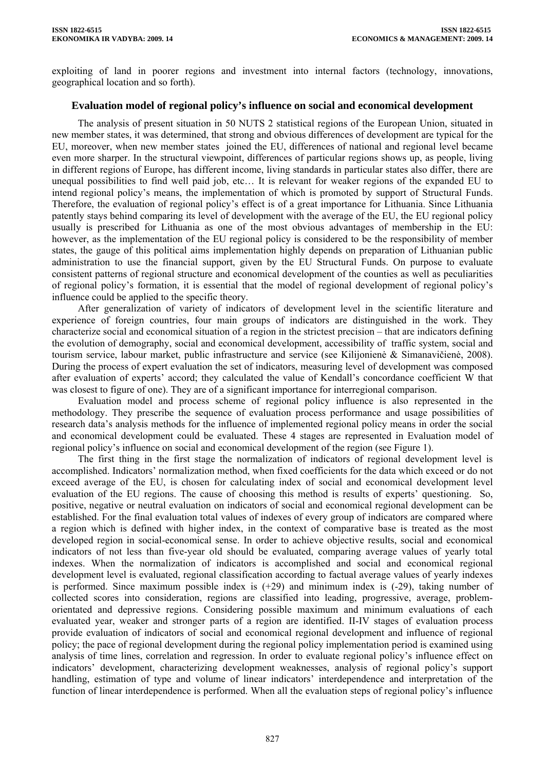exploiting of land in poorer regions and investment into internal factors (technology, innovations, geographical location and so forth).

## Evaluation model of regional policy's influence on social and economical development

The analysis of present situation in 50 NUTS 2 statistical regions of the European Union, situated in new member states, it was determined, that strong and obvious differences of development are typical for the EU, moreover, when new member states joined the EU, differences of national and regional level became even more sharper. In the structural viewpoint, differences of particular regions shows up, as people, living in different regions of Europe, has different income, living standards in particular states also differ, there are unequal possibilities to find well paid job, etc… It is relevant for weaker regions of the expanded EU to intend regional policy's means, the implementation of which is promoted by support of Structural Funds. Therefore, the evaluation of regional policy's effect is of a great importance for Lithuania. Since Lithuania patently stays behind comparing its level of development with the average of the EU, the EU regional policy usually is prescribed for Lithuania as one of the most obvious advantages of membership in the EU: however, as the implementation of the EU regional policy is considered to be the responsibility of member states, the gauge of this political aims implementation highly depends on preparation of Lithuanian public administration to use the financial support, given by the EU Structural Funds. On purpose to evaluate consistent patterns of regional structure and economical development of the counties as well as peculiarities of regional policy's formation, it is essential that the model of regional development of regional policy's influence could be applied to the specific theory.

After generalization of variety of indicators of development level in the scientific literature and experience of foreign countries, four main groups of indicators are distinguished in the work. They characterize social and economical situation of a region in the strictest precision – that are indicators defining the evolution of demography, social and economical development, accessibility of traffic system, social and tourism service, labour market, public infrastructure and service (see Kilijonienė & Simanavičienė, 2008). During the process of expert evaluation the set of indicators, measuring level of development was composed after evaluation of experts' accord; they calculated the value of Kendall's concordance coefficient W that was closest to figure of one). They are of a significant importance for interregional comparison.

Evaluation model and process scheme of regional policy influence is also represented in the methodology. They prescribe the sequence of evaluation process performance and usage possibilities of research data's analysis methods for the influence of implemented regional policy means in order the social and economical development could be evaluated. These 4 stages are represented in Evaluation model of regional policy's influence on social and economical development of the region (see Figure 1).

The first thing in the first stage the normalization of indicators of regional development level is accomplished. Indicators' normalization method, when fixed coefficients for the data which exceed or do not exceed average of the EU, is chosen for calculating index of social and economical development level evaluation of the EU regions. The cause of choosing this method is results of experts' questioning. So, positive, negative or neutral evaluation on indicators of social and economical regional development can be established. For the final evaluation total values of indexes of every group of indicators are compared where a region which is defined with higher index, in the context of comparative base is treated as the most developed region in social-economical sense. In order to achieve objective results, social and economical indicators of not less than five-year old should be evaluated, comparing average values of yearly total indexes. When the normalization of indicators is accomplished and social and economical regional development level is evaluated, regional classification according to factual average values of yearly indexes is performed. Since maximum possible index is (+29) and minimum index is (-29), taking number of collected scores into consideration, regions are classified into leading, progressive, average, problem-orientated and depressive regions. Considering possible maximum and minimum evaluations of each evaluated year, weaker and stronger parts of a region are identified. II-IV stages of evaluation process provide evaluation of indicators of social and economical regional development and influence of regional policy; the pace of regional development during the regional policy implementation period is examined using analysis of time lines, correlation and regression. In order to evaluate regional policy's influence effect on indicators' development, characterizing development weaknesses, analysis of regional policy's support handling, estimation of type and volume of linear indicators' interdependence and interpretation of the function of linear interdependence is performed. When all the evaluation steps of regional policy's influence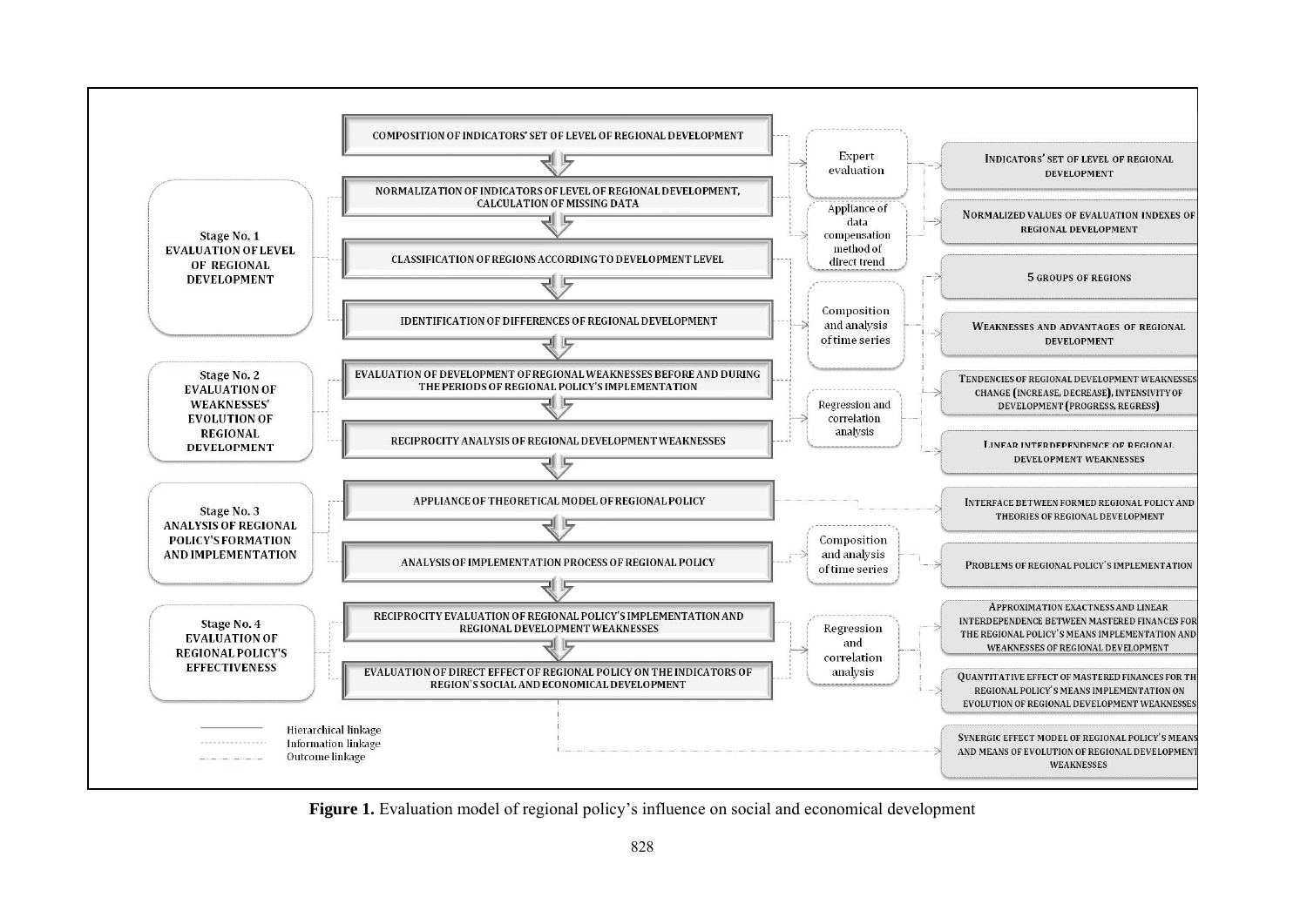**Stage No. 1 EVALUATION OF LEVEL OF REGIONAL DEVELOPMENT**

- COMPOSITION OF INDICATORS' SET OF LEVEL OF REGIONAL DEVELOPMENT
- NORMALIZATION OF INDICATORS OF LEVEL OF REGIONAL DEVELOPMENT, CALCULATION OF MISSING DATA
- CLASSIFICATION OF REGIONS ACCORDING TO DEVELOPMENT LEVEL
- IDENTIFICATION OF DIFFERENCES OF REGIONAL DEVELOPMENT

**Stage No. 2 EVALUATION OF WEAKNESSES' EVOLUTION OF REGIONAL DEVELOPMENT**

- EVALUATION OF DEVELOPMENT OF REGIONAL WEAKNESSES BEFORE AND DURING THE PERIODS OF REGIONAL POLICY'S IMPLEMENTATION
- RECIPROCITY ANALYSIS OF REGIONAL DEVELOPMENT WEAKNESSES

**Stage No. 3 ANALYSIS OF REGIONAL POLICY'S FORMATION AND IMPLEMENTATION**

- APPLIANCE OF THEORETICAL MODEL OF REGIONAL POLICY
- ANALYSIS OF IMPLEMENTATION PROCESS OF REGIONAL POLICY

**Stage No. 4 EVALUATION OF REGIONAL POLICY'S EFFECTIVENESS**

- RECIPROCITY EVALUATION OF REGIONAL POLICY'S IMPLEMENTATION AND REGIONAL DEVELOPMENT WEAKNESSES
- EVALUATION OF DIRECT EFFECT OF REGIONAL POLICY ON THE INDICATORS OF REGION'S SOCIAL AND ECONOMICAL DEVELOPMENT

**Methods:**

- Expert evaluation
- Appliance of data compensation method of direct trend
- Composition and analysis of time series
- Regression and correlation analysis
- Composition and analysis of time series
- Regression and correlation analysis

**Outcomes:**

- INDICATORS' SET OF LEVEL OF REGIONAL DEVELOPMENT
- NORMALIZED VALUES OF EVALUATION INDEXES OF REGIONAL DEVELOPMENT
- 5 GROUPS OF REGIONS
- WEAKNESSES AND ADVANTAGES OF REGIONAL DEVELOPMENT
- TENDENCIES OF REGIONAL DEVELOPMENT WEAKNESSES CHANGE (INCREASE, DECREASE), INTENSIVITY OF DEVELOPMENT (PROGRESS, REGRESS)
- LINEAR INTERDEPENDENCE OF REGIONAL DEVELOPMENT WEAKNESSES
- INTERFACE BETWEEN FORMED REGIONAL POLICY AND THEORIES OF REGIONAL DEVELOPMENT
- PROBLEMS OF REGIONAL POLICY'S IMPLEMENTATION
- APPROXIMATION EXACTNESS AND LINEAR INTERDEPENDENCE BETWEEN MASTERED FINANCES FOR THE REGIONAL POLICY'S MEANS IMPLEMENTATION AND WEAKNESSES OF REGIONAL DEVELOPMENT
- QUANTITATIVE EFFECT OF MASTERED FINANCES FOR THE REGIONAL POLICY'S MEANS IMPLEMENTATION ON EVOLUTION OF REGIONAL DEVELOPMENT WEAKNESSES
- SYNERGIC EFFECT MODEL OF REGIONAL POLICY'S MEANS AND MEANS OF EVOLUTION OF REGIONAL DEVELOPMENT WEAKNESSES

Hierarchical linkage
Information linkage
Outcome linkage

**Figure 1.** Evaluation model of regional policy's influence on social and economical development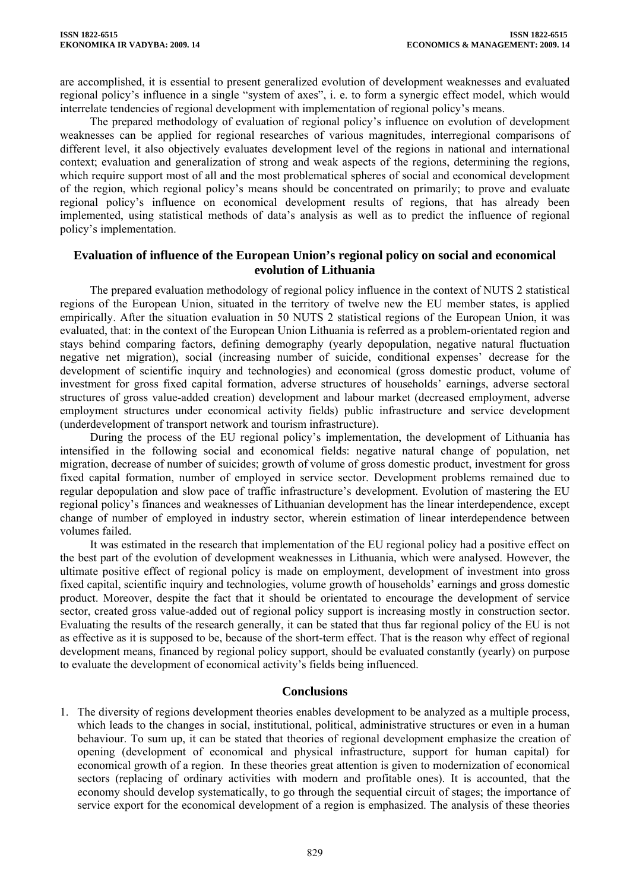are accomplished, it is essential to present generalized evolution of development weaknesses and evaluated regional policy's influence in a single "system of axes", i. e. to form a synergic effect model, which would interrelate tendencies of regional development with implementation of regional policy's means.

The prepared methodology of evaluation of regional policy's influence on evolution of development weaknesses can be applied for regional researches of various magnitudes, interregional comparisons of different level, it also objectively evaluates development level of the regions in national and international context; evaluation and generalization of strong and weak aspects of the regions, determining the regions, which require support most of all and the most problematical spheres of social and economical development of the region, which regional policy's means should be concentrated on primarily; to prove and evaluate regional policy's influence on economical development results of regions, that has already been implemented, using statistical methods of data's analysis as well as to predict the influence of regional policy's implementation.

## Evaluation of influence of the European Union's regional policy on social and economical evolution of Lithuania

The prepared evaluation methodology of regional policy influence in the context of NUTS 2 statistical regions of the European Union, situated in the territory of twelve new the EU member states, is applied empirically. After the situation evaluation in 50 NUTS 2 statistical regions of the European Union, it was evaluated, that: in the context of the European Union Lithuania is referred as a problem-orientated region and stays behind comparing factors, defining demography (yearly depopulation, negative natural fluctuation negative net migration), social (increasing number of suicide, conditional expenses' decrease for the development of scientific inquiry and technologies) and economical (gross domestic product, volume of investment for gross fixed capital formation, adverse structures of households' earnings, adverse sectoral structures of gross value-added creation) development and labour market (decreased employment, adverse employment structures under economical activity fields) public infrastructure and service development (underdevelopment of transport network and tourism infrastructure).

During the process of the EU regional policy's implementation, the development of Lithuania has intensified in the following social and economical fields: negative natural change of population, net migration, decrease of number of suicides; growth of volume of gross domestic product, investment for gross fixed capital formation, number of employed in service sector. Development problems remained due to regular depopulation and slow pace of traffic infrastructure's development. Evolution of mastering the EU regional policy's finances and weaknesses of Lithuanian development has the linear interdependence, except change of number of employed in industry sector, wherein estimation of linear interdependence between volumes failed.

It was estimated in the research that implementation of the EU regional policy had a positive effect on the best part of the evolution of development weaknesses in Lithuania, which were analysed. However, the ultimate positive effect of regional policy is made on employment, development of investment into gross fixed capital, scientific inquiry and technologies, volume growth of households' earnings and gross domestic product. Moreover, despite the fact that it should be orientated to encourage the development of service sector, created gross value-added out of regional policy support is increasing mostly in construction sector. Evaluating the results of the research generally, it can be stated that thus far regional policy of the EU is not as effective as it is supposed to be, because of the short-term effect. That is the reason why effect of regional development means, financed by regional policy support, should be evaluated constantly (yearly) on purpose to evaluate the development of economical activity's fields being influenced.

## Conclusions

1. The diversity of regions development theories enables development to be analyzed as a multiple process, which leads to the changes in social, institutional, political, administrative structures or even in a human behaviour. To sum up, it can be stated that theories of regional development emphasize the creation of opening (development of economical and physical infrastructure, support for human capital) for economical growth of a region. In these theories great attention is given to modernization of economical sectors (replacing of ordinary activities with modern and profitable ones). It is accounted, that the economy should develop systematically, to go through the sequential circuit of stages; the importance of service export for the economical development of a region is emphasized. The analysis of these theories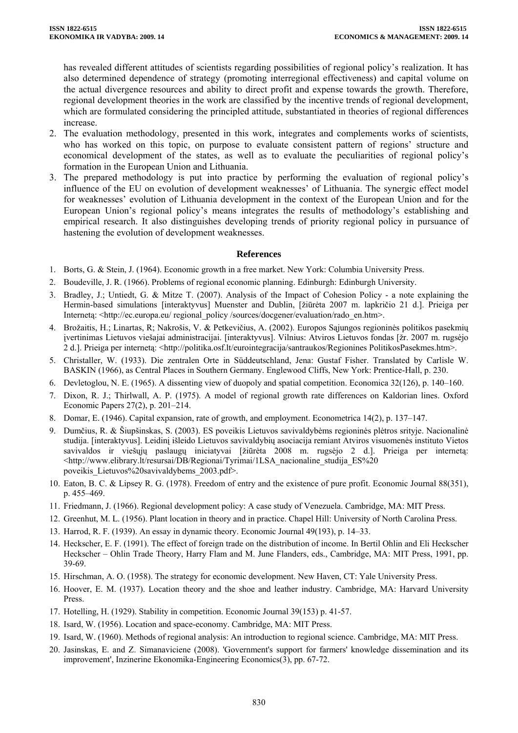has revealed different attitudes of scientists regarding possibilities of regional policy's realization. It has also determined dependence of strategy (promoting interregional effectiveness) and capital volume on the actual divergence resources and ability to direct profit and expense towards the growth. Therefore, regional development theories in the work are classified by the incentive trends of regional development, which are formulated considering the principled attitude, substantiated in theories of regional differences increase.

2. The evaluation methodology, presented in this work, integrates and complements works of scientists, who has worked on this topic, on purpose to evaluate consistent pattern of regions' structure and economical development of the states, as well as to evaluate the peculiarities of regional policy's formation in the European Union and Lithuania.
3. The prepared methodology is put into practice by performing the evaluation of regional policy's influence of the EU on evolution of development weaknesses' of Lithuania. The synergic effect model for weaknesses' evolution of Lithuania development in the context of the European Union and for the European Union's regional policy's means integrates the results of methodology's establishing and empirical research. It also distinguishes developing trends of priority regional policy in pursuance of hastening the evolution of development weaknesses.

## References

1. Borts, G. & Stein, J. (1964). Economic growth in a free market. New York: Columbia University Press.
2. Boudeville, J. R. (1966). Problems of regional economic planning. Edinburgh: Edinburgh University.
3. Bradley, J.; Untiedt, G. & Mitze T. (2007). Analysis of the Impact of Cohesion Policy - a note explaining the Hermin-based simulations [interaktyvus] Muenster and Dublin, [žiūrėta 2007 m. lapkričio 21 d.]. Prieiga per Internetą: <http://ec.europa.eu/ regional_policy /sources/docgener/evaluation/rado_en.htm>.
4. Brožaitis, H.; Linartas, R; Nakrošis, V. & Petkevičius, A. (2002). Europos Sąjungos regioninės politikos pasekmių įvertinimas Lietuvos viešajai administracijai. [interaktyvus]. Vilnius: Atviros Lietuvos fondas [žr. 2007 m. rugsėjo 2 d.]. Prieiga per internetą: <http://politika.osf.lt/eurointegracija/santraukos/Regionines PolitikosPasekmes.htm>.
5. Christaller, W. (1933). Die zentralen Orte in Süddeutschland, Jena: Gustaf Fisher. Translated by Carlisle W. BASKIN (1966), as Central Places in Southern Germany. Englewood Cliffs, New York: Prentice-Hall, p. 230.
6. Devletoglou, N. E. (1965). A dissenting view of duopoly and spatial competition. Economica 32(126), p. 140–160.
7. Dixon, R. J.; Thirlwall, A. P. (1975). A model of regional growth rate differences on Kaldorian lines. Oxford Economic Papers 27(2), p. 201–214.
8. Domar, E. (1946). Capital expansion, rate of growth, and employment. Econometrica 14(2), p. 137–147.
9. Dumčius, R. & Šiupšinskas, S. (2003). ES poveikis Lietuvos savivaldybėms regioninės plėtros srityje. Nacionalinė studija. [interaktyvus]. Leidinį išleido Lietuvos savivaldybių asociacija remiant Atviros visuomenės instituto Vietos savivaldos ir viešųjų paslaugų iniciatyvai [žiūrėta 2008 m. rugsėjo 2 d.]. Prieiga per internetą: <http://www.elibrary.lt/resursai/DB/Regionai/Tyrimai/1LSA_nacionaline_studija_ES%20 poveikis_Lietuvos%20savivaldybems_2003.pdf>.
10. Eaton, B. C. & Lipsey R. G. (1978). Freedom of entry and the existence of pure profit. Economic Journal 88(351), p. 455–469.
11. Friedmann, J. (1966). Regional development policy: A case study of Venezuela. Cambridge, MA: MIT Press.
12. Greenhut, M. L. (1956). Plant location in theory and in practice. Chapel Hill: University of North Carolina Press.
13. Harrod, R. F. (1939). An essay in dynamic theory. Economic Journal 49(193), p. 14–33.
14. Heckscher, E. F. (1991). The effect of foreign trade on the distribution of income. In Bertil Ohlin and Eli Heckscher Heckscher – Ohlin Trade Theory, Harry Flam and M. June Flanders, eds., Cambridge, MA: MIT Press, 1991, pp. 39-69.
15. Hirschman, A. O. (1958). The strategy for economic development. New Haven, CT: Yale University Press.
16. Hoover, E. M. (1937). Location theory and the shoe and leather industry. Cambridge, MA: Harvard University Press.
17. Hotelling, H. (1929). Stability in competition. Economic Journal 39(153) p. 41-57.
18. Isard, W. (1956). Location and space-economy. Cambridge, MA: MIT Press.
19. Isard, W. (1960). Methods of regional analysis: An introduction to regional science. Cambridge, MA: MIT Press.
20. Jasinskas, E. and Z. Simanaviciene (2008). 'Government's support for farmers' knowledge dissemination and its improvement', Inzinerine Ekonomika-Engineering Economics(3), pp. 67-72.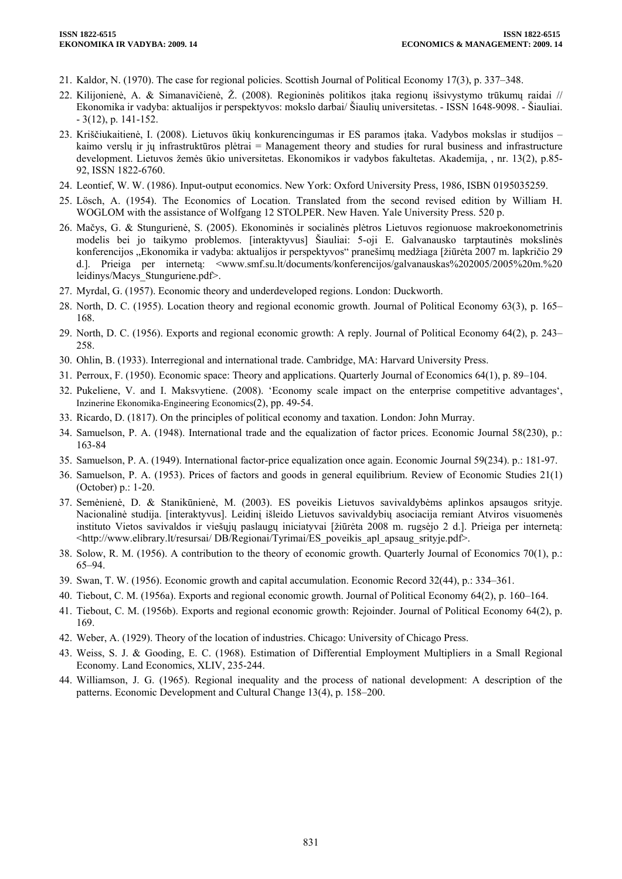21. Kaldor, N. (1970). The case for regional policies. Scottish Journal of Political Economy 17(3), p. 337–348.
22. Kilijonienė, A. & Simanavičienė, Ž. (2008). Regioninės politikos įtaka regionų išsivystymo trūkumų raidai // Ekonomika ir vadyba: aktualijos ir perspektyvos: mokslo darbai/ Šiaulių universitetas. - ISSN 1648-9098. - Šiauliai. - 3(12), p. 141-152.
23. Kriščiukaitienė, I. (2008). Lietuvos ūkių konkurencingumas ir ES paramos įtaka. Vadybos mokslas ir studijos – kaimo verslų ir jų infrastruktūros plėtrai = Management theory and studies for rural business and infrastructure development. Lietuvos žemės ūkio universitetas. Ekonomikos ir vadybos fakultetas. Akademija, , nr. 13(2), p.85-92, ISSN 1822-6760.
24. Leontief, W. W. (1986). Input-output economics. New York: Oxford University Press, 1986, ISBN 0195035259.
25. Lösch, A. (1954). The Economics of Location. Translated from the second revised edition by William H. WOGLOM with the assistance of Wolfgang 12 STOLPER. New Haven. Yale University Press. 520 p.
26. Mačys, G. & Stungurienė, S. (2005). Ekonominės ir socialinės plėtros Lietuvos regionuose makroekonometrinis modelis bei jo taikymo problemos. [interaktyvus] Šiauliai: 5-oji E. Galvanausko tarptautinės mokslinės konferencijos „Ekonomika ir vadyba: aktualijos ir perspektyvos" pranešimų medžiaga [žiūrėta 2007 m. lapkričio 29 d.]. Prieiga per internetą: <www.smf.su.lt/documents/konferencijos/galvanauskas%202005/2005%20m.%20leidinys/Macys_Stunguriene.pdf>.
27. Myrdal, G. (1957). Economic theory and underdeveloped regions. London: Duckworth.
28. North, D. C. (1955). Location theory and regional economic growth. Journal of Political Economy 63(3), p. 165–168.
29. North, D. C. (1956). Exports and regional economic growth: A reply. Journal of Political Economy 64(2), p. 243–258.
30. Ohlin, B. (1933). Interregional and international trade. Cambridge, MA: Harvard University Press.
31. Perroux, F. (1950). Economic space: Theory and applications. Quarterly Journal of Economics 64(1), p. 89–104.
32. Pukeliene, V. and I. Maksvytiene. (2008). 'Economy scale impact on the enterprise competitive advantages', Inzinerine Ekonomika-Engineering Economics(2), pp. 49-54.
33. Ricardo, D. (1817). On the principles of political economy and taxation. London: John Murray.
34. Samuelson, P. A. (1948). International trade and the equalization of factor prices. Economic Journal 58(230), p.: 163-84
35. Samuelson, P. A. (1949). International factor-price equalization once again. Economic Journal 59(234). p.: 181-97.
36. Samuelson, P. A. (1953). Prices of factors and goods in general equilibrium. Review of Economic Studies 21(1) (October) p.: 1-20.
37. Semėnienė, D. & Stanikūnienė, M. (2003). ES poveikis Lietuvos savivaldybėms aplinkos apsaugos srityje. Nacionalinė studija. [interaktyvus]. Leidinį išleido Lietuvos savivaldybių asociacija remiant Atviros visuomenės instituto Vietos savivaldos ir viešųjų paslaugų iniciatyvai [žiūrėta 2008 m. rugsėjo 2 d.]. Prieiga per internetą: <http://www.elibrary.lt/resursai/ DB/Regionai/Tyrimai/ES_poveikis_apl_apsaug_srityje.pdf>.
38. Solow, R. M. (1956). A contribution to the theory of economic growth. Quarterly Journal of Economics 70(1), p.: 65–94.
39. Swan, T. W. (1956). Economic growth and capital accumulation. Economic Record 32(44), p.: 334–361.
40. Tiebout, C. M. (1956a). Exports and regional economic growth. Journal of Political Economy 64(2), p. 160–164.
41. Tiebout, C. M. (1956b). Exports and regional economic growth: Rejoinder. Journal of Political Economy 64(2), p. 169.
42. Weber, A. (1929). Theory of the location of industries. Chicago: University of Chicago Press.
43. Weiss, S. J. & Gooding, E. C. (1968). Estimation of Differential Employment Multipliers in a Small Regional Economy. Land Economics, XLIV, 235-244.
44. Williamson, J. G. (1965). Regional inequality and the process of national development: A description of the patterns. Economic Development and Cultural Change 13(4), p. 158–200.